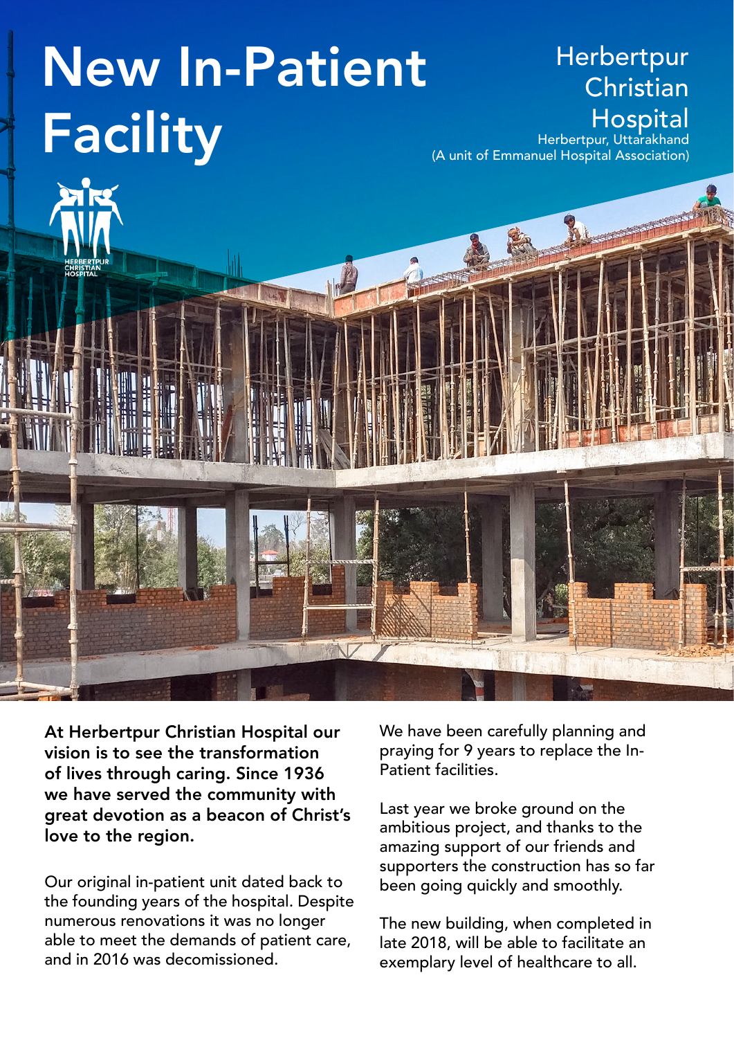# New In-Patient Facility

**Herbertpur Christian Hospital**
Herbertpur, Uttarakhand
(A unit of Emmanuel Hospital Association)

**At Herbertpur Christian Hospital our vision is to see the transformation of lives through caring. Since 1936 we have served the community with great devotion as a beacon of Christ's love to the region.**

Our original in-patient unit dated back to the founding years of the hospital. Despite numerous renovations it was no longer able to meet the demands of patient care, and in 2016 was decomissioned.

We have been carefully planning and praying for 9 years to replace the In-Patient facilities.

Last year we broke ground on the ambitious project, and thanks to the amazing support of our friends and supporters the construction has so far been going quickly and smoothly.

The new building, when completed in late 2018, will be able to facilitate an exemplary level of healthcare to all.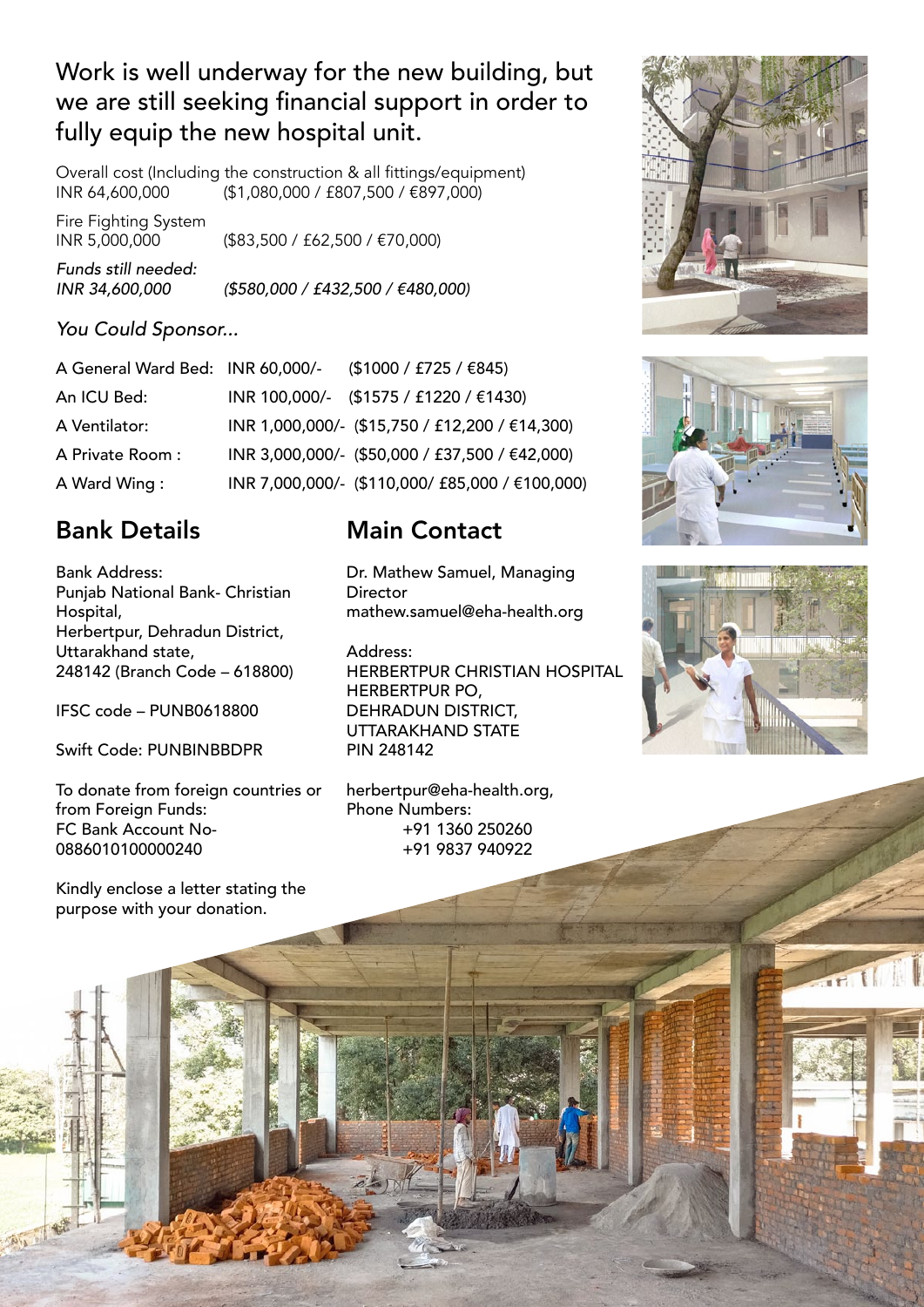## Work is well underway for the new building, but we are still seeking financial support in order to fully equip the new hospital unit.

Overall cost (Including the construction & all fittings/equipment)
INR 64,600,000 ($1,080,000 / £807,500 / €897,000)

Fire Fighting System
INR 5,000,000 ($83,500 / £62,500 / €70,000)

*Funds still needed:*
*INR 34,600,000 ($580,000 / £432,500 / €480,000)*

*You Could Sponsor...*

| | | |
|---|---|---|
| A General Ward Bed: | INR 60,000/- | ($1000 / £725 / €845) |
| An ICU Bed: | INR 100,000/- | ($1575 / £1220 / €1430) |
| A Ventilator: | INR 1,000,000/- | ($15,750 / £12,200 / €14,300) |
| A Private Room : | INR 3,000,000/- | ($50,000 / £37,500 / €42,000) |
| A Ward Wing : | INR 7,000,000/- | ($110,000/ £85,000 / €100,000) |

## Bank Details

Bank Address:
Punjab National Bank- Christian Hospital,
Herbertpur, Dehradun District,
Uttarakhand state,
248142 (Branch Code – 618800)

IFSC code – PUNB0618800

Swift Code: PUNBINBBDPR

To donate from foreign countries or from Foreign Funds:
FC Bank Account No-
0886010100000240

Kindly enclose a letter stating the purpose with your donation.

## Main Contact

Dr. Mathew Samuel, Managing Director
mathew.samuel@eha-health.org

Address:
HERBERTPUR CHRISTIAN HOSPITAL
HERBERTPUR PO,
DEHRADUN DISTRICT,
UTTARAKHAND STATE
PIN 248142

herbertpur@eha-health.org,
Phone Numbers:
+91 1360 250260
+91 9837 940922